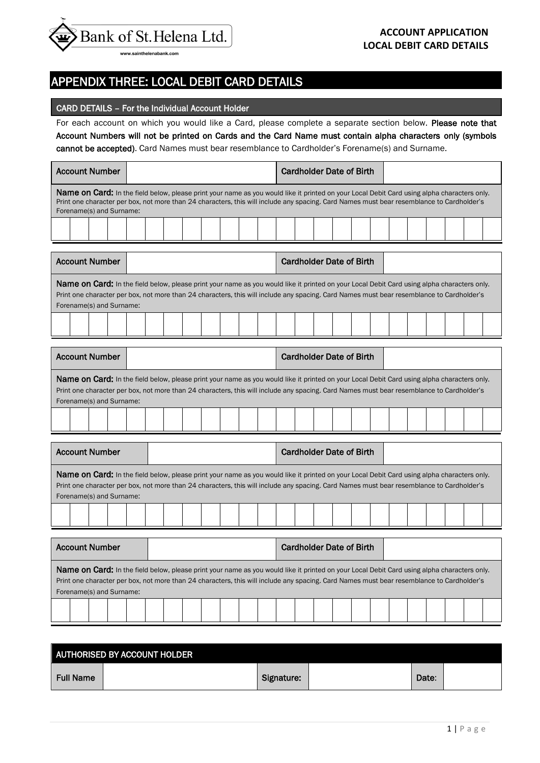**Bank of St. Helena Ltd.**

www.sainthelenabank.com

**ACCOUNT APPLICATION**
**LOCAL DEBIT CARD DETAILS**

# APPENDIX THREE: LOCAL DEBIT CARD DETAILS

## CARD DETAILS – For the Individual Account Holder

For each account on which you would like a Card, please complete a separate section below. **Please note that Account Numbers will not be printed on Cards and the Card Name must contain alpha characters only (symbols cannot be accepted)**. Card Names must bear resemblance to Cardholder's Forename(s) and Surname.

| Account Number | | Cardholder Date of Birth | |
|---|---|---|---|

**Name on Card:** In the field below, please print your name as you would like it printed on your Local Debit Card using alpha characters only. Print one character per box, not more than 24 characters, this will include any spacing. Card Names must bear resemblance to Cardholder's Forename(s) and Surname:

| | | | | | | | | | | | | | | | | | | | | | | | |
|---|---|---|---|---|---|---|---|---|---|---|---|---|---|---|---|---|---|---|---|---|---|---|---|

| Account Number | | Cardholder Date of Birth | |
|---|---|---|---|

**Name on Card:** In the field below, please print your name as you would like it printed on your Local Debit Card using alpha characters only. Print one character per box, not more than 24 characters, this will include any spacing. Card Names must bear resemblance to Cardholder's Forename(s) and Surname:

| | | | | | | | | | | | | | | | | | | | | | | | |
|---|---|---|---|---|---|---|---|---|---|---|---|---|---|---|---|---|---|---|---|---|---|---|---|

| Account Number | | Cardholder Date of Birth | |
|---|---|---|---|

**Name on Card:** In the field below, please print your name as you would like it printed on your Local Debit Card using alpha characters only. Print one character per box, not more than 24 characters, this will include any spacing. Card Names must bear resemblance to Cardholder's Forename(s) and Surname:

| | | | | | | | | | | | | | | | | | | | | | | | |
|---|---|---|---|---|---|---|---|---|---|---|---|---|---|---|---|---|---|---|---|---|---|---|---|

| Account Number | | Cardholder Date of Birth | |
|---|---|---|---|

**Name on Card:** In the field below, please print your name as you would like it printed on your Local Debit Card using alpha characters only. Print one character per box, not more than 24 characters, this will include any spacing. Card Names must bear resemblance to Cardholder's Forename(s) and Surname:

| | | | | | | | | | | | | | | | | | | | | | | | |
|---|---|---|---|---|---|---|---|---|---|---|---|---|---|---|---|---|---|---|---|---|---|---|---|

| Account Number | | Cardholder Date of Birth | |
|---|---|---|---|

**Name on Card:** In the field below, please print your name as you would like it printed on your Local Debit Card using alpha characters only. Print one character per box, not more than 24 characters, this will include any spacing. Card Names must bear resemblance to Cardholder's Forename(s) and Surname:

| | | | | | | | | | | | | | | | | | | | | | | | |
|---|---|---|---|---|---|---|---|---|---|---|---|---|---|---|---|---|---|---|---|---|---|---|---|

## AUTHORISED BY ACCOUNT HOLDER

| Full Name | | Signature: | | Date: | |
|---|---|---|---|---|---|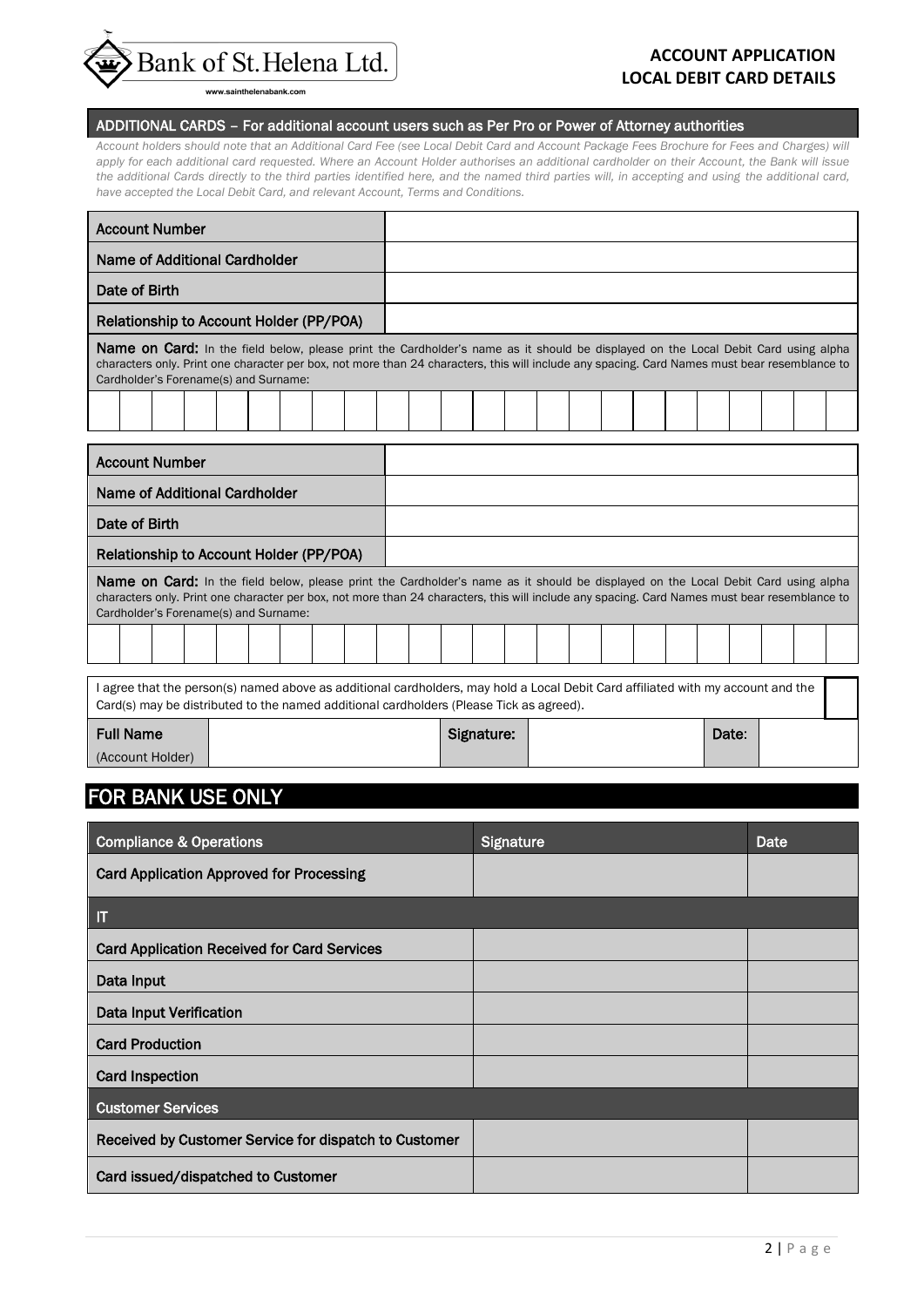# ACCOUNT APPLICATION
# LOCAL DEBIT CARD DETAILS

## ADDITIONAL CARDS – For additional account users such as Per Pro or Power of Attorney authorities

*Account holders should note that an Additional Card Fee (see Local Debit Card and Account Package Fees Brochure for Fees and Charges) will apply for each additional card requested. Where an Account Holder authorises an additional cardholder on their Account, the Bank will issue the additional Cards directly to the third parties identified here, and the named third parties will, in accepting and using the additional card, have accepted the Local Debit Card, and relevant Account, Terms and Conditions.*

| | |
|---|---|
| Account Number | |
| Name of Additional Cardholder | |
| Date of Birth | |
| Relationship to Account Holder (PP/POA) | |

**Name on Card:** In the field below, please print the Cardholder's name as it should be displayed on the Local Debit Card using alpha characters only. Print one character per box, not more than 24 characters, this will include any spacing. Card Names must bear resemblance to Cardholder's Forename(s) and Surname:

| | | | | | | | | | | | | | | | | | | | | | | | |
|---|---|---|---|---|---|---|---|---|---|---|---|---|---|---|---|---|---|---|---|---|---|---|---|
| | | | | | | | | | | | | | | | | | | | | | | | |

| | |
|---|---|
| Account Number | |
| Name of Additional Cardholder | |
| Date of Birth | |
| Relationship to Account Holder (PP/POA) | |

**Name on Card:** In the field below, please print the Cardholder's name as it should be displayed on the Local Debit Card using alpha characters only. Print one character per box, not more than 24 characters, this will include any spacing. Card Names must bear resemblance to Cardholder's Forename(s) and Surname:

| | | | | | | | | | | | | | | | | | | | | | | | |
|---|---|---|---|---|---|---|---|---|---|---|---|---|---|---|---|---|---|---|---|---|---|---|---|
| | | | | | | | | | | | | | | | | | | | | | | | |

I agree that the person(s) named above as additional cardholders, may hold a Local Debit Card affiliated with my account and the Card(s) may be distributed to the named additional cardholders (Please Tick as agreed). ☐

| | | | | | |
|---|---|---|---|---|---|
| Full Name (Account Holder) | | Signature: | | Date: | |

## FOR BANK USE ONLY

| Compliance & Operations | Signature | Date |
|---|---|---|
| Card Application Approved for Processing | | |
| **IT** | | |
| Card Application Received for Card Services | | |
| Data Input | | |
| Data Input Verification | | |
| Card Production | | |
| Card Inspection | | |
| **Customer Services** | | |
| Received by Customer Service for dispatch to Customer | | |
| Card issued/dispatched to Customer | | |